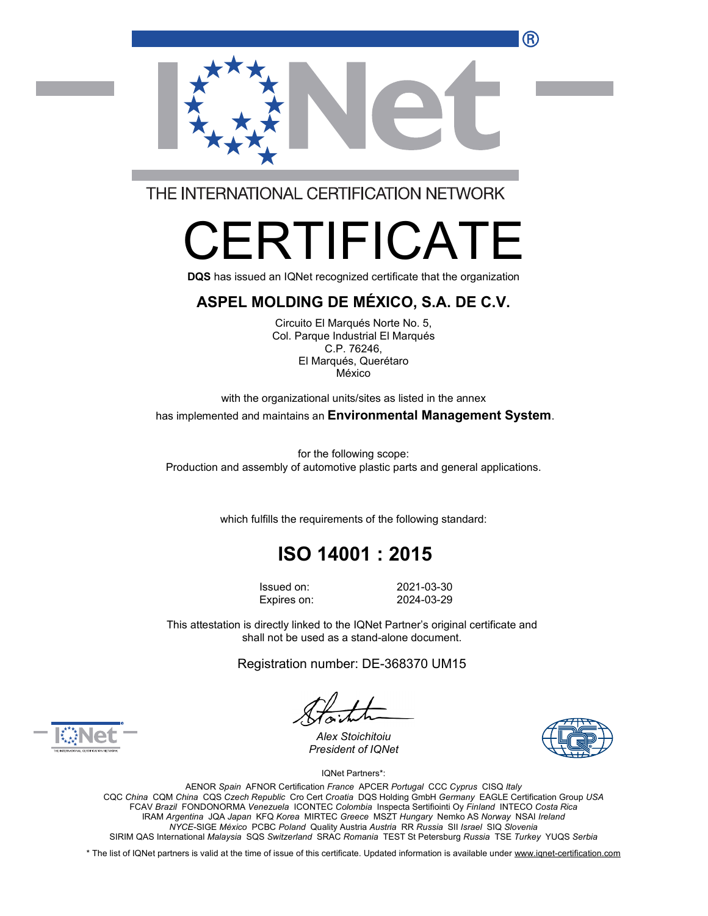THE INTERNATIONAL CERTIFICATION NETWORK

# CERTIFICATE

**DQS** has issued an IQNet recognized certificate that the organization

## ASPEL MOLDING DE MÉXICO, S.A. DE C.V.

Circuito El Marqués Norte No. 5,
Col. Parque Industrial El Marqués
C.P. 76246,
El Marqués, Querétaro
México

with the organizational units/sites as listed in the annex

has implemented and maintains an **Environmental Management System**.

for the following scope:
Production and assembly of automotive plastic parts and general applications.

which fulfills the requirements of the following standard:

## ISO 14001 : 2015

Issued on: 2021-03-30
Expires on: 2024-03-29

This attestation is directly linked to the IQNet Partner's original certificate and shall not be used as a stand-alone document.

Registration number: DE-368370 UM15

*Alex Stoichitoiu*
*President of IQNet*

IQNet Partners*:

AENOR *Spain* AFNOR Certification *France* APCER *Portugal* CCC *Cyprus* CISQ *Italy*
CQC *China* CQM *China* CQS *Czech Republic* Cro Cert *Croatia* DQS Holding GmbH *Germany* EAGLE Certification Group *USA*
FCAV *Brazil* FONDONORMA *Venezuela* ICONTEC *Colombia* Inspecta Sertifiointi Oy *Finland* INTECO *Costa Rica*
IRAM *Argentina* JQA *Japan* KFQ *Korea* MIRTEC *Greece* MSZT *Hungary* Nemko AS *Norway* NSAI *Ireland*
*NYCE*-SIGE *México* PCBC *Poland* Quality Austria *Austria* RR *Russia* SII *Israel* SIQ *Slovenia*
SIRIM QAS International *Malaysia* SQS *Switzerland* SRAC *Romania* TEST St Petersburg *Russia* TSE *Turkey* YUQS *Serbia*

* The list of IQNet partners is valid at the time of issue of this certificate. Updated information is available under www.iqnet-certification.com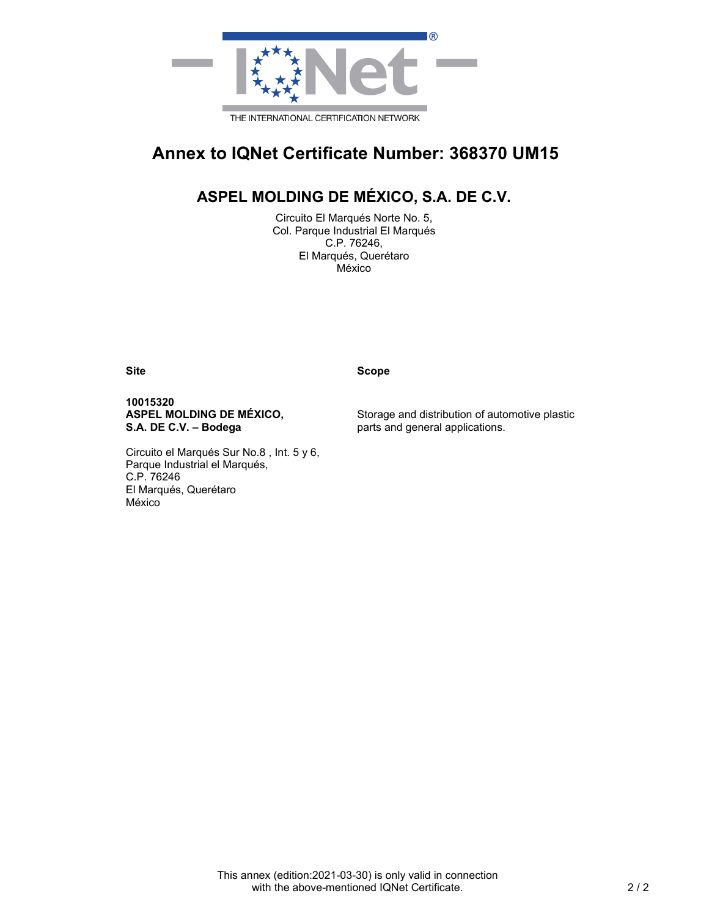THE INTERNATIONAL CERTIFICATION NETWORK

# Annex to IQNet Certificate Number: 368370 UM15

## ASPEL MOLDING DE MÉXICO, S.A. DE C.V.

Circuito El Marqués Norte No. 5,
Col. Parque Industrial El Marqués
C.P. 76246,
El Marqués, Querétaro
México

| Site | Scope |
| --- | --- |
| **10015320**<br>**ASPEL MOLDING DE MÉXICO, S.A. DE C.V. – Bodega**<br><br>Circuito el Marqués Sur No.8 , Int. 5 y 6,<br>Parque Industrial el Marqués,<br>C.P. 76246<br>El Marqués, Querétaro<br>México | Storage and distribution of automotive plastic parts and general applications. |

This annex (edition:2021-03-30) is only valid in connection with the above-mentioned IQNet Certificate.